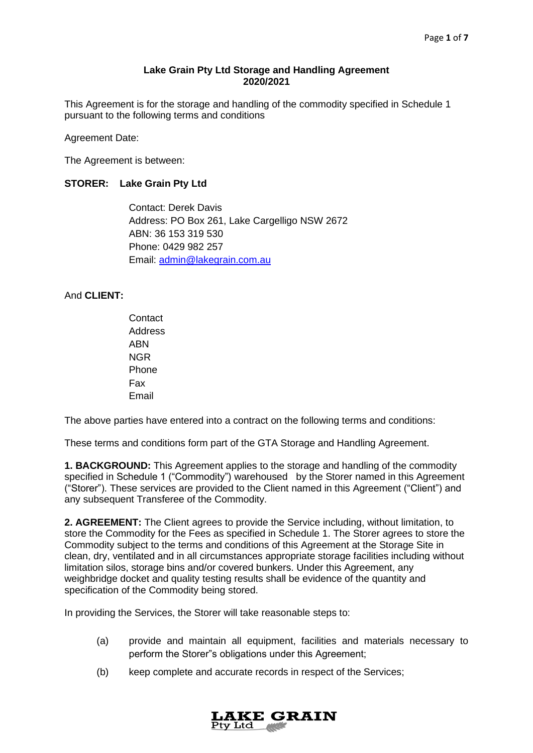**Lake Grain Pty Ltd Storage and Handling Agreement**
**2020/2021**

This Agreement is for the storage and handling of the commodity specified in Schedule 1 pursuant to the following terms and conditions

Agreement Date:

The Agreement is between:

**STORER: Lake Grain Pty Ltd**

Contact: Derek Davis
Address: PO Box 261, Lake Cargelligo NSW 2672
ABN: 36 153 319 530
Phone: 0429 982 257
Email: admin@lakegrain.com.au

And **CLIENT:**

Contact
Address
ABN
NGR
Phone
Fax
Email

The above parties have entered into a contract on the following terms and conditions:

These terms and conditions form part of the GTA Storage and Handling Agreement.

**1. BACKGROUND:** This Agreement applies to the storage and handling of the commodity specified in Schedule 1 ("Commodity") warehoused by the Storer named in this Agreement ("Storer"). These services are provided to the Client named in this Agreement ("Client") and any subsequent Transferee of the Commodity.

**2. AGREEMENT:** The Client agrees to provide the Service including, without limitation, to store the Commodity for the Fees as specified in Schedule 1. The Storer agrees to store the Commodity subject to the terms and conditions of this Agreement at the Storage Site in clean, dry, ventilated and in all circumstances appropriate storage facilities including without limitation silos, storage bins and/or covered bunkers. Under this Agreement, any weighbridge docket and quality testing results shall be evidence of the quantity and specification of the Commodity being stored.

In providing the Services, the Storer will take reasonable steps to:

(a) provide and maintain all equipment, facilities and materials necessary to perform the Storer"s obligations under this Agreement;

(b) keep complete and accurate records in respect of the Services;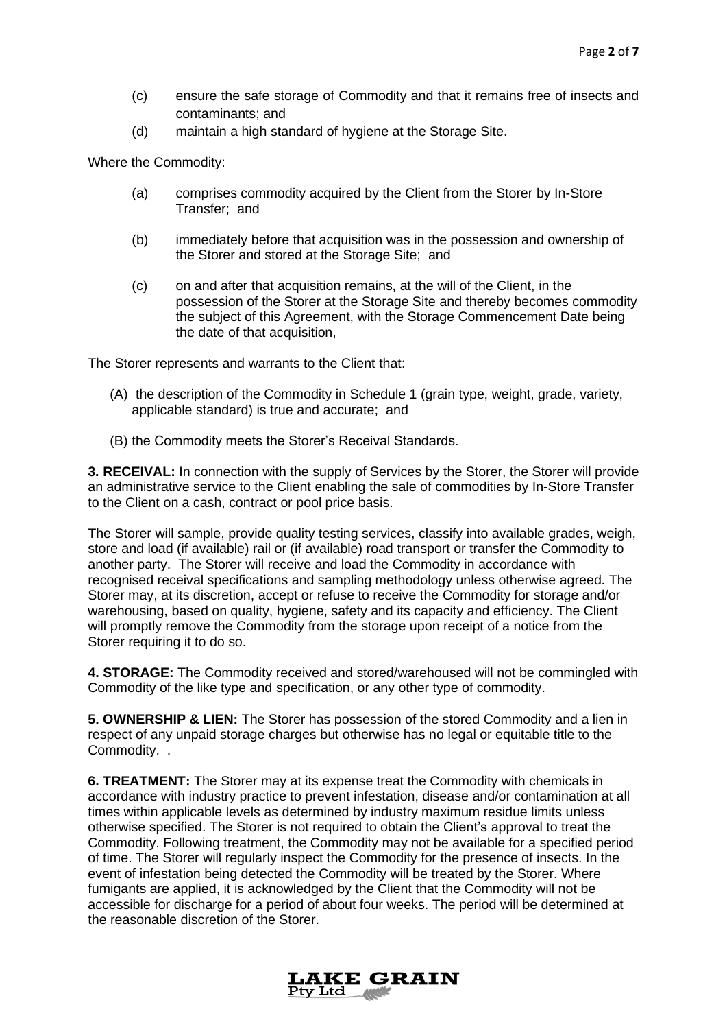(c) ensure the safe storage of Commodity and that it remains free of insects and contaminants; and

(d) maintain a high standard of hygiene at the Storage Site.

Where the Commodity:

(a) comprises commodity acquired by the Client from the Storer by In-Store Transfer; and

(b) immediately before that acquisition was in the possession and ownership of the Storer and stored at the Storage Site; and

(c) on and after that acquisition remains, at the will of the Client, in the possession of the Storer at the Storage Site and thereby becomes commodity the subject of this Agreement, with the Storage Commencement Date being the date of that acquisition,

The Storer represents and warrants to the Client that:

(A) the description of the Commodity in Schedule 1 (grain type, weight, grade, variety, applicable standard) is true and accurate; and

(B) the Commodity meets the Storer's Receival Standards.

**3. RECEIVAL:** In connection with the supply of Services by the Storer, the Storer will provide an administrative service to the Client enabling the sale of commodities by In-Store Transfer to the Client on a cash, contract or pool price basis.

The Storer will sample, provide quality testing services, classify into available grades, weigh, store and load (if available) rail or (if available) road transport or transfer the Commodity to another party. The Storer will receive and load the Commodity in accordance with recognised receival specifications and sampling methodology unless otherwise agreed. The Storer may, at its discretion, accept or refuse to receive the Commodity for storage and/or warehousing, based on quality, hygiene, safety and its capacity and efficiency. The Client will promptly remove the Commodity from the storage upon receipt of a notice from the Storer requiring it to do so.

**4. STORAGE:** The Commodity received and stored/warehoused will not be commingled with Commodity of the like type and specification, or any other type of commodity.

**5. OWNERSHIP & LIEN:** The Storer has possession of the stored Commodity and a lien in respect of any unpaid storage charges but otherwise has no legal or equitable title to the Commodity. .

**6. TREATMENT:** The Storer may at its expense treat the Commodity with chemicals in accordance with industry practice to prevent infestation, disease and/or contamination at all times within applicable levels as determined by industry maximum residue limits unless otherwise specified. The Storer is not required to obtain the Client's approval to treat the Commodity. Following treatment, the Commodity may not be available for a specified period of time. The Storer will regularly inspect the Commodity for the presence of insects. In the event of infestation being detected the Commodity will be treated by the Storer. Where fumigants are applied, it is acknowledged by the Client that the Commodity will not be accessible for discharge for a period of about four weeks. The period will be determined at the reasonable discretion of the Storer.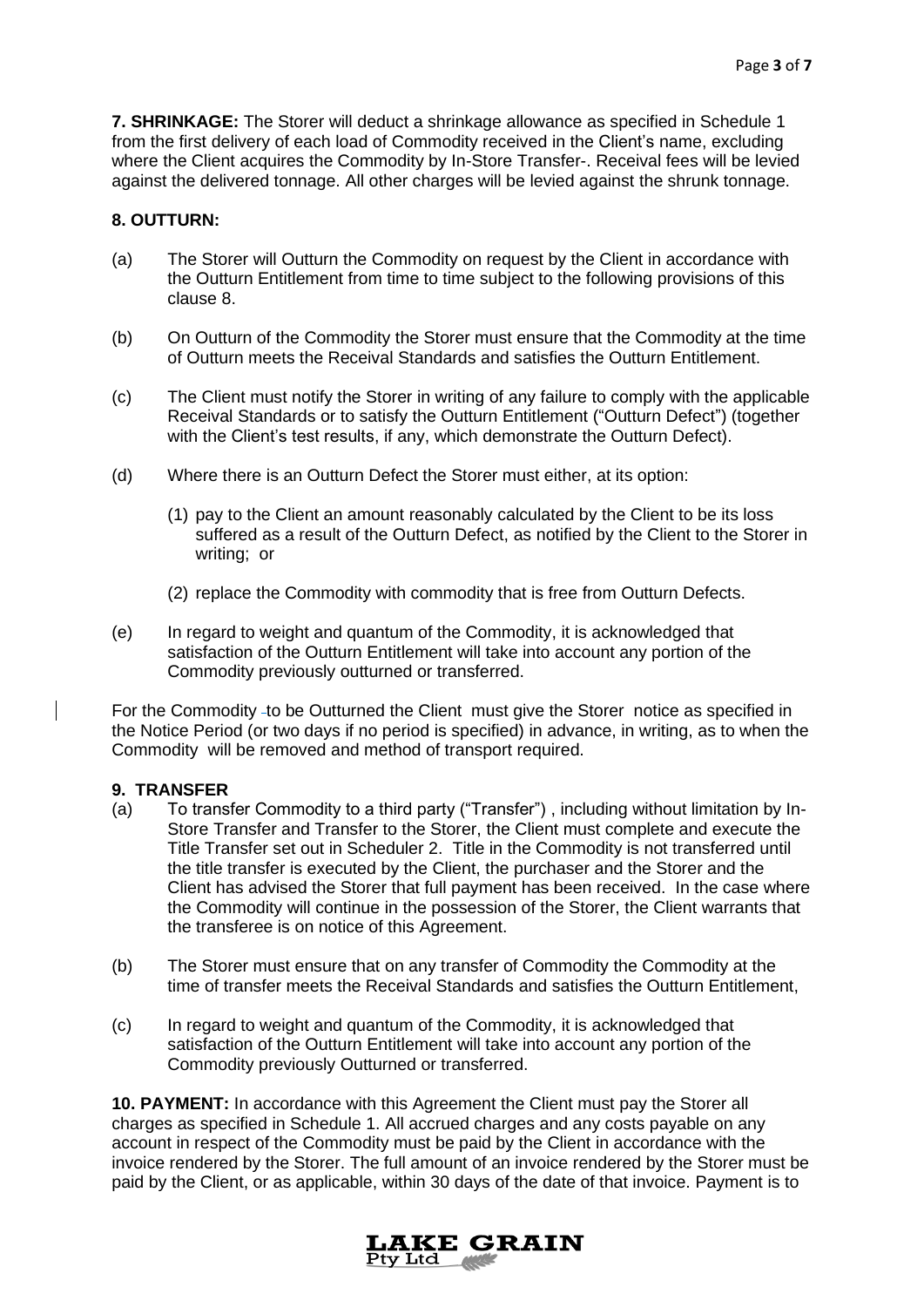**7. SHRINKAGE:** The Storer will deduct a shrinkage allowance as specified in Schedule 1 from the first delivery of each load of Commodity received in the Client's name, excluding where the Client acquires the Commodity by In-Store Transfer-. Receival fees will be levied against the delivered tonnage. All other charges will be levied against the shrunk tonnage.

**8. OUTTURN:**

(a) The Storer will Outturn the Commodity on request by the Client in accordance with the Outturn Entitlement from time to time subject to the following provisions of this clause 8.

(b) On Outturn of the Commodity the Storer must ensure that the Commodity at the time of Outturn meets the Receival Standards and satisfies the Outturn Entitlement.

(c) The Client must notify the Storer in writing of any failure to comply with the applicable Receival Standards or to satisfy the Outturn Entitlement ("Outturn Defect") (together with the Client's test results, if any, which demonstrate the Outturn Defect).

(d) Where there is an Outturn Defect the Storer must either, at its option:

(1) pay to the Client an amount reasonably calculated by the Client to be its loss suffered as a result of the Outturn Defect, as notified by the Client to the Storer in writing; or

(2) replace the Commodity with commodity that is free from Outturn Defects.

(e) In regard to weight and quantum of the Commodity, it is acknowledged that satisfaction of the Outturn Entitlement will take into account any portion of the Commodity previously outturned or transferred.

For the Commodity to be Outturned the Client must give the Storer notice as specified in the Notice Period (or two days if no period is specified) in advance, in writing, as to when the Commodity will be removed and method of transport required.

**9. TRANSFER**

(a) To transfer Commodity to a third party ("Transfer") , including without limitation by In-Store Transfer and Transfer to the Storer, the Client must complete and execute the Title Transfer set out in Scheduler 2. Title in the Commodity is not transferred until the title transfer is executed by the Client, the purchaser and the Storer and the Client has advised the Storer that full payment has been received. In the case where the Commodity will continue in the possession of the Storer, the Client warrants that the transferee is on notice of this Agreement.

(b) The Storer must ensure that on any transfer of Commodity the Commodity at the time of transfer meets the Receival Standards and satisfies the Outturn Entitlement,

(c) In regard to weight and quantum of the Commodity, it is acknowledged that satisfaction of the Outturn Entitlement will take into account any portion of the Commodity previously Outturned or transferred.

**10. PAYMENT:** In accordance with this Agreement the Client must pay the Storer all charges as specified in Schedule 1. All accrued charges and any costs payable on any account in respect of the Commodity must be paid by the Client in accordance with the invoice rendered by the Storer. The full amount of an invoice rendered by the Storer must be paid by the Client, or as applicable, within 30 days of the date of that invoice. Payment is to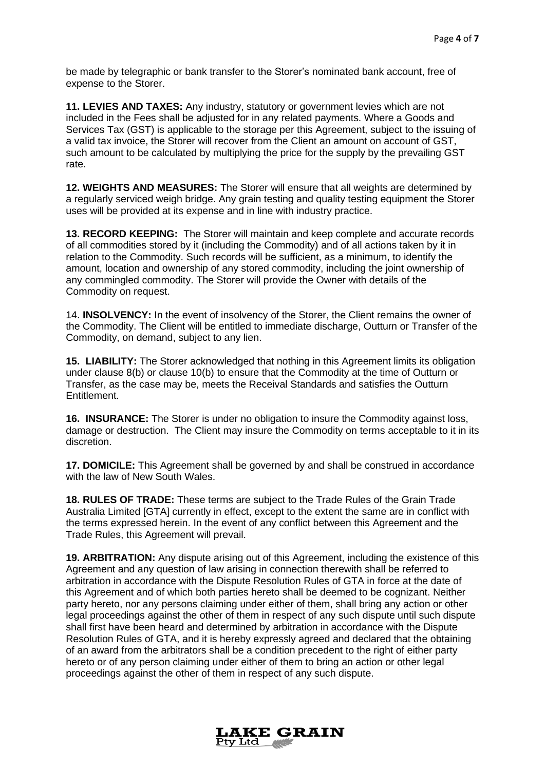be made by telegraphic or bank transfer to the Storer's nominated bank account, free of expense to the Storer.

**11. LEVIES AND TAXES:** Any industry, statutory or government levies which are not included in the Fees shall be adjusted for in any related payments. Where a Goods and Services Tax (GST) is applicable to the storage per this Agreement, subject to the issuing of a valid tax invoice, the Storer will recover from the Client an amount on account of GST, such amount to be calculated by multiplying the price for the supply by the prevailing GST rate.

**12. WEIGHTS AND MEASURES:** The Storer will ensure that all weights are determined by a regularly serviced weigh bridge. Any grain testing and quality testing equipment the Storer uses will be provided at its expense and in line with industry practice.

**13. RECORD KEEPING:** The Storer will maintain and keep complete and accurate records of all commodities stored by it (including the Commodity) and of all actions taken by it in relation to the Commodity. Such records will be sufficient, as a minimum, to identify the amount, location and ownership of any stored commodity, including the joint ownership of any commingled commodity. The Storer will provide the Owner with details of the Commodity on request.

14. **INSOLVENCY:** In the event of insolvency of the Storer, the Client remains the owner of the Commodity. The Client will be entitled to immediate discharge, Outturn or Transfer of the Commodity, on demand, subject to any lien.

**15. LIABILITY:** The Storer acknowledged that nothing in this Agreement limits its obligation under clause 8(b) or clause 10(b) to ensure that the Commodity at the time of Outturn or Transfer, as the case may be, meets the Receival Standards and satisfies the Outturn Entitlement.

**16. INSURANCE:** The Storer is under no obligation to insure the Commodity against loss, damage or destruction. The Client may insure the Commodity on terms acceptable to it in its discretion.

**17. DOMICILE:** This Agreement shall be governed by and shall be construed in accordance with the law of New South Wales.

**18. RULES OF TRADE:** These terms are subject to the Trade Rules of the Grain Trade Australia Limited [GTA] currently in effect, except to the extent the same are in conflict with the terms expressed herein. In the event of any conflict between this Agreement and the Trade Rules, this Agreement will prevail.

**19. ARBITRATION:** Any dispute arising out of this Agreement, including the existence of this Agreement and any question of law arising in connection therewith shall be referred to arbitration in accordance with the Dispute Resolution Rules of GTA in force at the date of this Agreement and of which both parties hereto shall be deemed to be cognizant. Neither party hereto, nor any persons claiming under either of them, shall bring any action or other legal proceedings against the other of them in respect of any such dispute until such dispute shall first have been heard and determined by arbitration in accordance with the Dispute Resolution Rules of GTA, and it is hereby expressly agreed and declared that the obtaining of an award from the arbitrators shall be a condition precedent to the right of either party hereto or of any person claiming under either of them to bring an action or other legal proceedings against the other of them in respect of any such dispute.

LAKE GRAIN Pty Ltd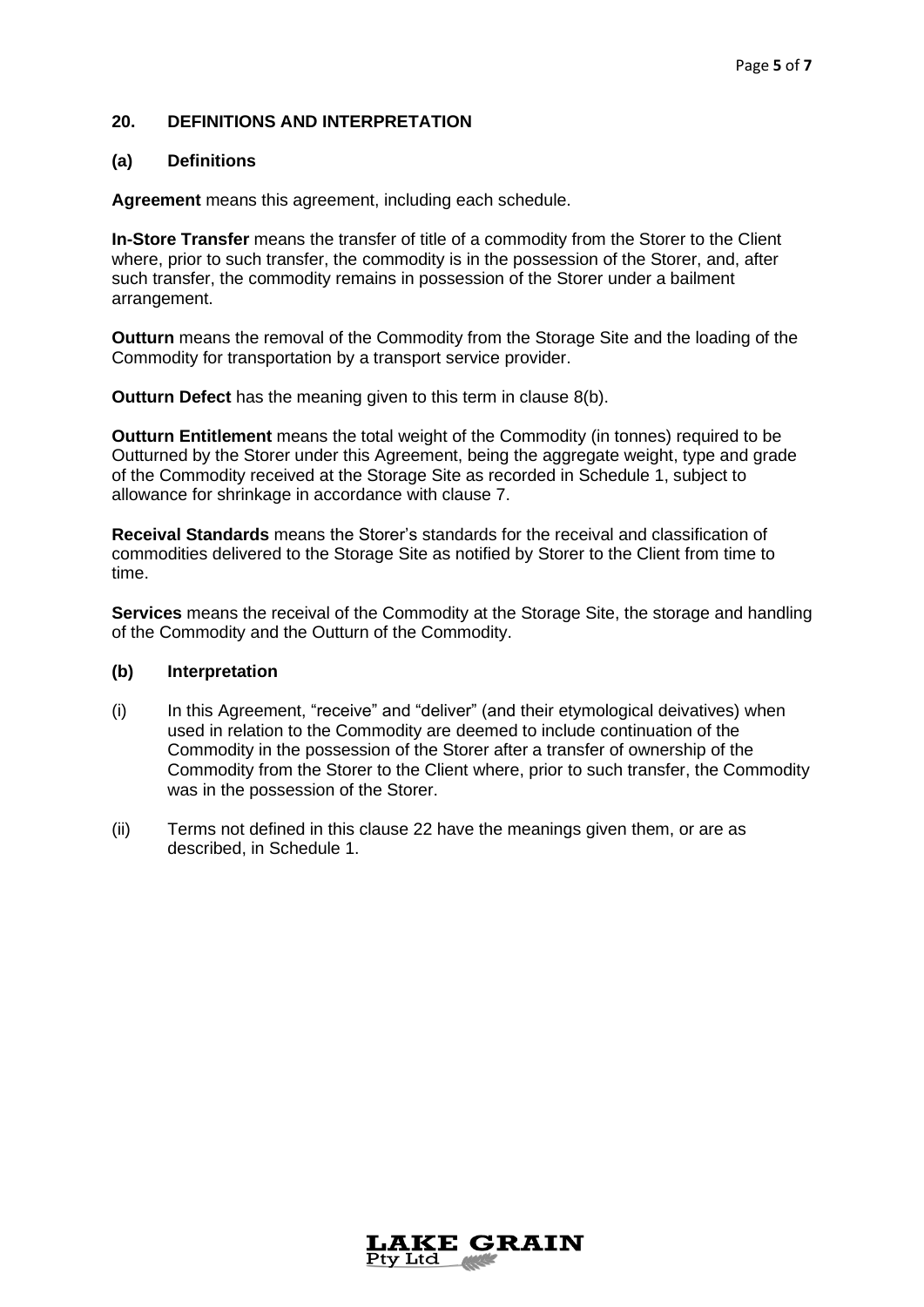## 20. DEFINITIONS AND INTERPRETATION

### (a) Definitions

**Agreement** means this agreement, including each schedule.

**In-Store Transfer** means the transfer of title of a commodity from the Storer to the Client where, prior to such transfer, the commodity is in the possession of the Storer, and, after such transfer, the commodity remains in possession of the Storer under a bailment arrangement.

**Outturn** means the removal of the Commodity from the Storage Site and the loading of the Commodity for transportation by a transport service provider.

**Outturn Defect** has the meaning given to this term in clause 8(b).

**Outturn Entitlement** means the total weight of the Commodity (in tonnes) required to be Outturned by the Storer under this Agreement, being the aggregate weight, type and grade of the Commodity received at the Storage Site as recorded in Schedule 1, subject to allowance for shrinkage in accordance with clause 7.

**Receival Standards** means the Storer's standards for the receival and classification of commodities delivered to the Storage Site as notified by Storer to the Client from time to time.

**Services** means the receival of the Commodity at the Storage Site, the storage and handling of the Commodity and the Outturn of the Commodity.

### (b) Interpretation

(i) In this Agreement, "receive" and "deliver" (and their etymological deivatives) when used in relation to the Commodity are deemed to include continuation of the Commodity in the possession of the Storer after a transfer of ownership of the Commodity from the Storer to the Client where, prior to such transfer, the Commodity was in the possession of the Storer.

(ii) Terms not defined in this clause 22 have the meanings given them, or are as described, in Schedule 1.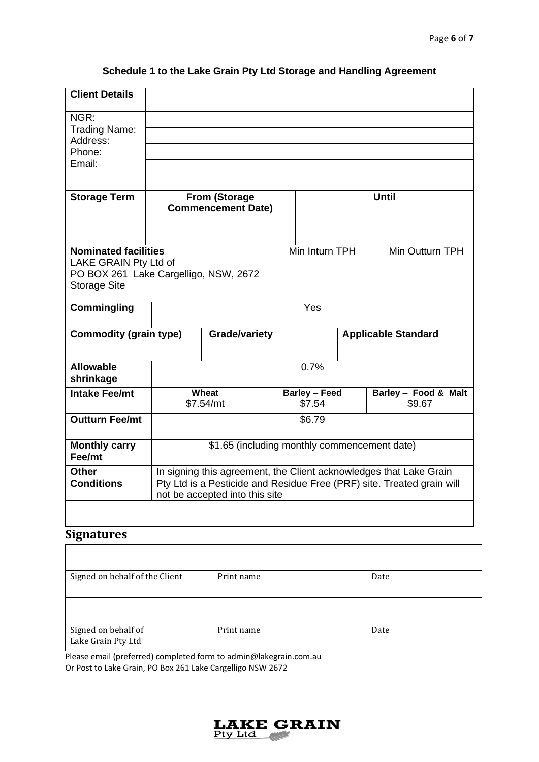**Schedule 1 to the Lake Grain Pty Ltd Storage and Handling Agreement**

| **Client Details** | | | | | |
|---|---|---|---|---|---|
| NGR: | | | | | |
| Trading Name: | | | | | |
| Address: | | | | | |
| Phone: | | | | | |
| Email: | | | | | |
| **Storage Term** | **From (Storage Commencement Date)** | | **Until** | | |
| **Nominated facilities** LAKE GRAIN Pty Ltd of PO BOX 261 Lake Cargelligo, NSW, 2672 Storage Site | | | Min Inturn TPH | Min Outturn TPH | |
| **Commingling** | Yes | | | | |
| **Commodity (grain type)** | | **Grade/variety** | | **Applicable Standard** | |
| **Allowable shrinkage** | 0.7% | | | | |
| **Intake Fee/mt** | **Wheat** $7.54/mt | | **Barley – Feed** $7.54 | **Barley – Food & Malt** $9.67 | |
| **Outturn Fee/mt** | $6.79 | | | | |
| **Monthly carry Fee/mt** | $1.65 (including monthly commencement date) | | | | |
| **Other Conditions** | In signing this agreement, the Client acknowledges that Lake Grain Pty Ltd is a Pesticide and Residue Free (PRF) site. Treated grain will not be accepted into this site | | | | |

## Signatures

| | | |
|---|---|---|
| Signed on behalf of the Client | Print name | Date |
| | | |
| Signed on behalf of Lake Grain Pty Ltd | Print name | Date |

Please email (preferred) completed form to admin@lakegrain.com.au

Or Post to Lake Grain, PO Box 261 Lake Cargelligo NSW 2672

LAKE GRAIN Pty Ltd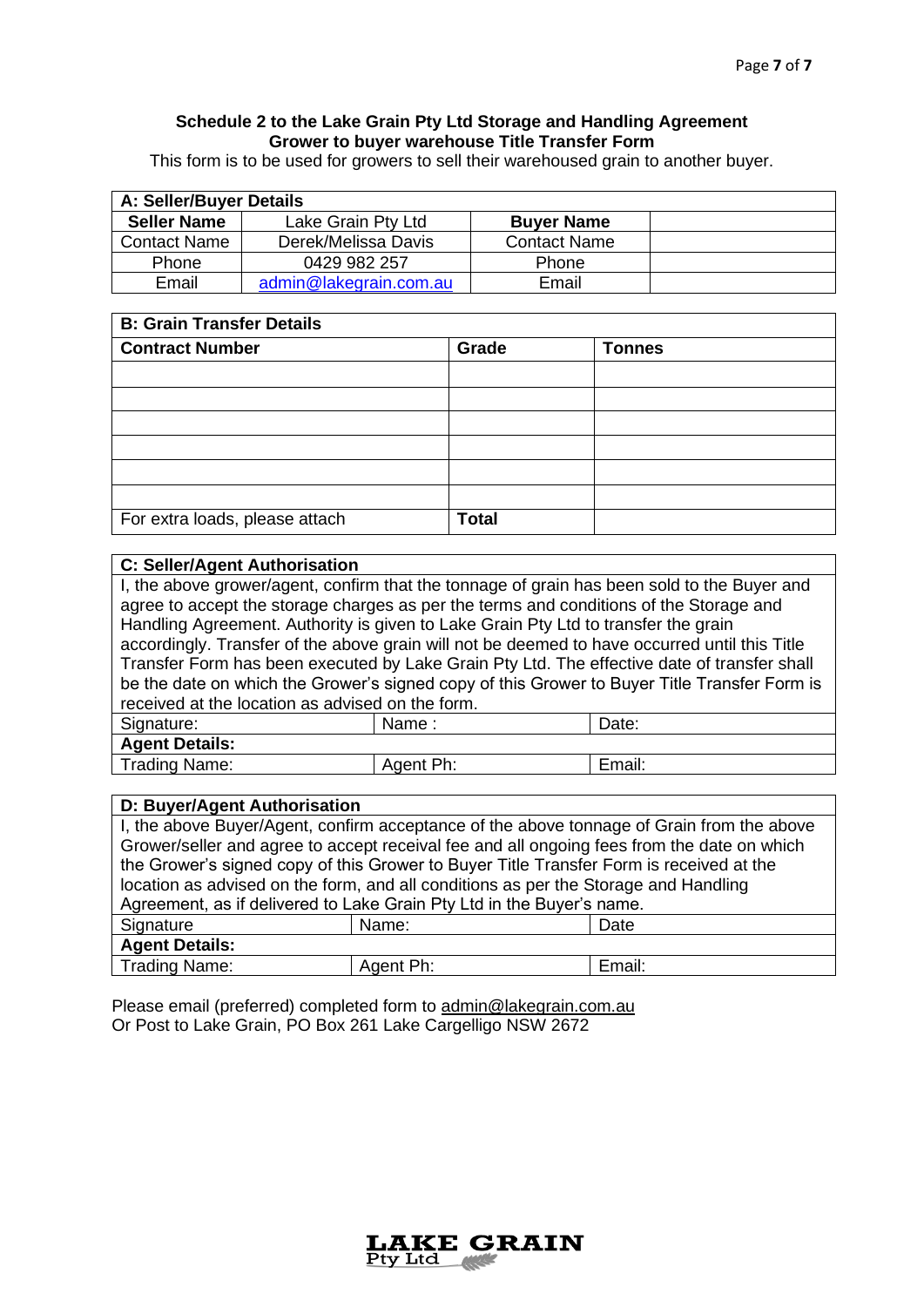**Schedule 2 to the Lake Grain Pty Ltd Storage and Handling Agreement**
**Grower to buyer warehouse Title Transfer Form**

This form is to be used for growers to sell their warehoused grain to another buyer.

| **A: Seller/Buyer Details** | | | |
|---|---|---|---|
| **Seller Name** | Lake Grain Pty Ltd | **Buyer Name** | |
| Contact Name | Derek/Melissa Davis | Contact Name | |
| Phone | 0429 982 257 | Phone | |
| Email | admin@lakegrain.com.au | Email | |

**B: Grain Transfer Details**

| **Contract Number** | **Grade** | **Tonnes** |
|---|---|---|
| | | |
| | | |
| | | |
| | | |
| | | |
| | | |
| For extra loads, please attach | **Total** | |

**C: Seller/Agent Authorisation**

I, the above grower/agent, confirm that the tonnage of grain has been sold to the Buyer and agree to accept the storage charges as per the terms and conditions of the Storage and Handling Agreement. Authority is given to Lake Grain Pty Ltd to transfer the grain accordingly. Transfer of the above grain will not be deemed to have occurred until this Title Transfer Form has been executed by Lake Grain Pty Ltd. The effective date of transfer shall be the date on which the Grower's signed copy of this Grower to Buyer Title Transfer Form is received at the location as advised on the form.

| | | |
|---|---|---|
| Signature: | Name : | Date: |
| **Agent Details:** | | |
| Trading Name: | Agent Ph: | Email: |

**D: Buyer/Agent Authorisation**

I, the above Buyer/Agent, confirm acceptance of the above tonnage of Grain from the above Grower/seller and agree to accept receival fee and all ongoing fees from the date on which the Grower's signed copy of this Grower to Buyer Title Transfer Form is received at the location as advised on the form, and all conditions as per the Storage and Handling Agreement, as if delivered to Lake Grain Pty Ltd in the Buyer's name.

| | | |
|---|---|---|
| Signature | Name: | Date |
| **Agent Details:** | | |
| Trading Name: | Agent Ph: | Email: |

Please email (preferred) completed form to admin@lakegrain.com.au
Or Post to Lake Grain, PO Box 261 Lake Cargelligo NSW 2672

LAKE GRAIN Pty Ltd